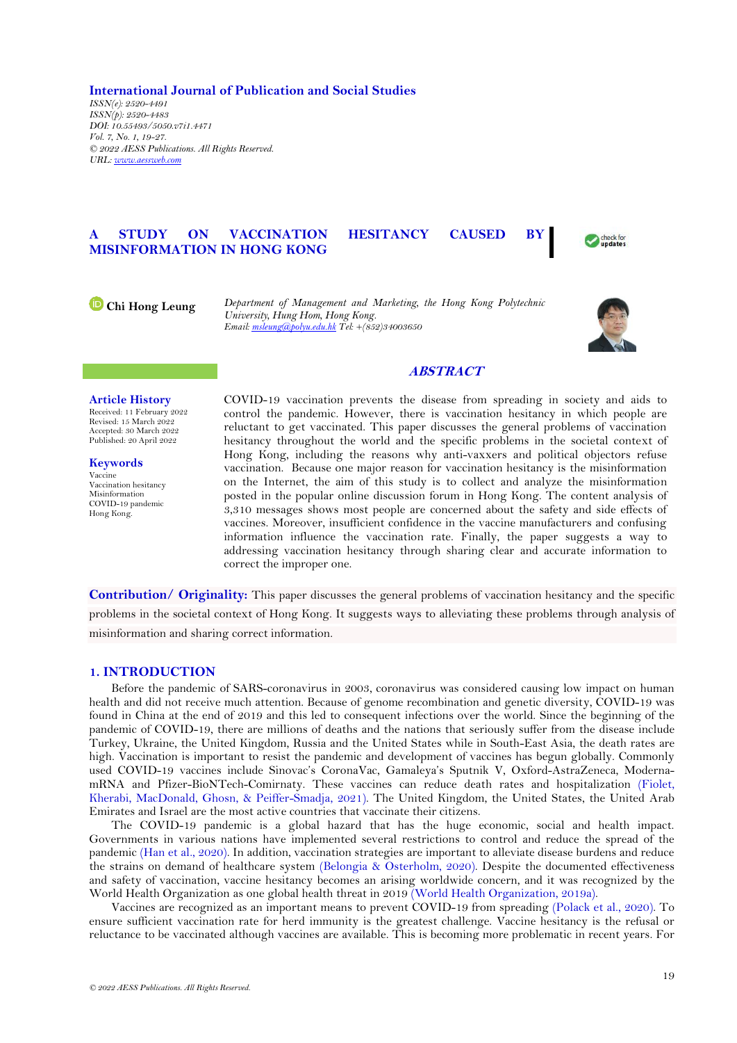**International Journal of Publication and Social Studies**

*ISSN(e): 2520-4491*
*ISSN(p): 2520-4483*
*DOI: 10.55493/5050.v7i1.4471*
*Vol. 7, No. 1, 19-27.*
*© 2022 AESS Publications. All Rights Reserved.*
*URL: www.aessweb.com*

# A STUDY ON VACCINATION HESITANCY CAUSED BY MISINFORMATION IN HONG KONG

**Chi Hong Leung**

*Department of Management and Marketing, the Hong Kong Polytechnic University, Hung Hom, Hong Kong.*
*Email: msleung@polyu.edu.hk Tel: +(852)34003650*

**Article History**
Received: 11 February 2022
Revised: 15 March 2022
Accepted: 30 March 2022
Published: 20 April 2022

**Keywords**
Vaccine
Vaccination hesitancy
Misinformation
COVID-19 pandemic
Hong Kong.

## ABSTRACT

COVID-19 vaccination prevents the disease from spreading in society and aids to control the pandemic. However, there is vaccination hesitancy in which people are reluctant to get vaccinated. This paper discusses the general problems of vaccination hesitancy throughout the world and the specific problems in the societal context of Hong Kong, including the reasons why anti-vaxxers and political objectors refuse vaccination. Because one major reason for vaccination hesitancy is the misinformation on the Internet, the aim of this study is to collect and analyze the misinformation posted in the popular online discussion forum in Hong Kong. The content analysis of 3,310 messages shows most people are concerned about the safety and side effects of vaccines. Moreover, insufficient confidence in the vaccine manufacturers and confusing information influence the vaccination rate. Finally, the paper suggests a way to addressing vaccination hesitancy through sharing clear and accurate information to correct the improper one.

**Contribution/ Originality:** This paper discusses the general problems of vaccination hesitancy and the specific problems in the societal context of Hong Kong. It suggests ways to alleviating these problems through analysis of misinformation and sharing correct information.

## 1. INTRODUCTION

Before the pandemic of SARS-coronavirus in 2003, coronavirus was considered causing low impact on human health and did not receive much attention. Because of genome recombination and genetic diversity, COVID-19 was found in China at the end of 2019 and this led to consequent infections over the world. Since the beginning of the pandemic of COVID-19, there are millions of deaths and the nations that seriously suffer from the disease include Turkey, Ukraine, the United Kingdom, Russia and the United States while in South-East Asia, the death rates are high. Vaccination is important to resist the pandemic and development of vaccines has begun globally. Commonly used COVID-19 vaccines include Sinovac's CoronaVac, Gamaleya's Sputnik V, Oxford-AstraZeneca, Moderna-mRNA and Pfizer-BioNTech-Comirnaty. These vaccines can reduce death rates and hospitalization (Fiolet, Kherabi, MacDonald, Ghosn, & Peiffer-Smadja, 2021). The United Kingdom, the United States, the United Arab Emirates and Israel are the most active countries that vaccinate their citizens.

The COVID-19 pandemic is a global hazard that has the huge economic, social and health impact. Governments in various nations have implemented several restrictions to control and reduce the spread of the pandemic (Han et al., 2020). In addition, vaccination strategies are important to alleviate disease burdens and reduce the strains on demand of healthcare system (Belongia & Osterholm, 2020). Despite the documented effectiveness and safety of vaccination, vaccine hesitancy becomes an arising worldwide concern, and it was recognized by the World Health Organization as one global health threat in 2019 (World Health Organization, 2019a).

Vaccines are recognized as an important means to prevent COVID-19 from spreading (Polack et al., 2020). To ensure sufficient vaccination rate for herd immunity is the greatest challenge. Vaccine hesitancy is the refusal or reluctance to be vaccinated although vaccines are available. This is becoming more problematic in recent years. For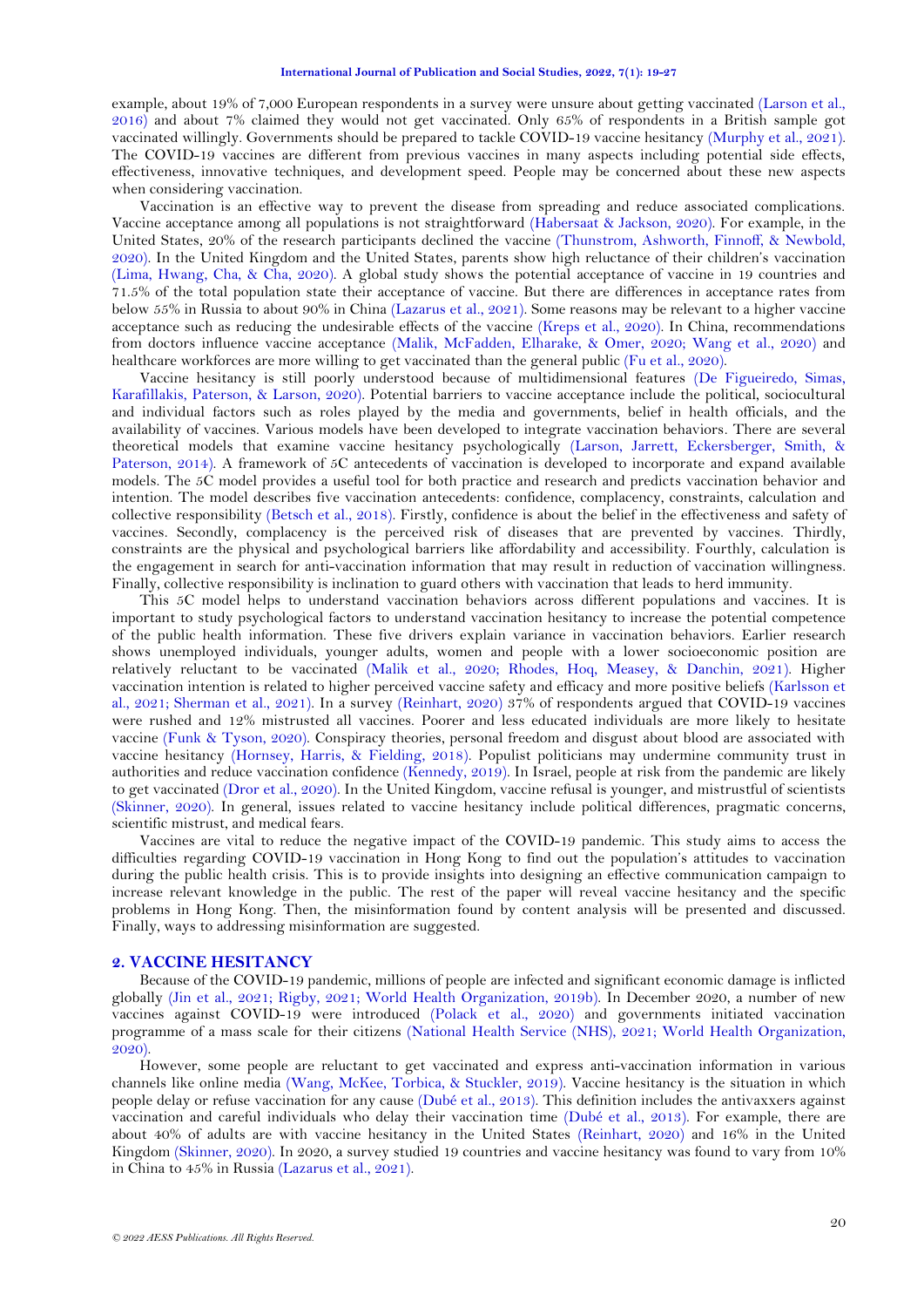example, about 19% of 7,000 European respondents in a survey were unsure about getting vaccinated (Larson et al., 2016) and about 7% claimed they would not get vaccinated. Only 65% of respondents in a British sample got vaccinated willingly. Governments should be prepared to tackle COVID-19 vaccine hesitancy (Murphy et al., 2021). The COVID-19 vaccines are different from previous vaccines in many aspects including potential side effects, effectiveness, innovative techniques, and development speed. People may be concerned about these new aspects when considering vaccination.

Vaccination is an effective way to prevent the disease from spreading and reduce associated complications. Vaccine acceptance among all populations is not straightforward (Habersaat & Jackson, 2020). For example, in the United States, 20% of the research participants declined the vaccine (Thunstrom, Ashworth, Finnoff, & Newbold, 2020). In the United Kingdom and the United States, parents show high reluctance of their children's vaccination (Lima, Hwang, Cha, & Cha, 2020). A global study shows the potential acceptance of vaccine in 19 countries and 71.5% of the total population state their acceptance of vaccine. But there are differences in acceptance rates from below 55% in Russia to about 90% in China (Lazarus et al., 2021). Some reasons may be relevant to a higher vaccine acceptance such as reducing the undesirable effects of the vaccine (Kreps et al., 2020). In China, recommendations from doctors influence vaccine acceptance (Malik, McFadden, Elharake, & Omer, 2020; Wang et al., 2020) and healthcare workforces are more willing to get vaccinated than the general public (Fu et al., 2020).

Vaccine hesitancy is still poorly understood because of multidimensional features (De Figueiredo, Simas, Karafillakis, Paterson, & Larson, 2020). Potential barriers to vaccine acceptance include the political, sociocultural and individual factors such as roles played by the media and governments, belief in health officials, and the availability of vaccines. Various models have been developed to integrate vaccination behaviors. There are several theoretical models that examine vaccine hesitancy psychologically (Larson, Jarrett, Eckersberger, Smith, & Paterson, 2014). A framework of 5C antecedents of vaccination is developed to incorporate and expand available models. The 5C model provides a useful tool for both practice and research and predicts vaccination behavior and intention. The model describes five vaccination antecedents: confidence, complacency, constraints, calculation and collective responsibility (Betsch et al., 2018). Firstly, confidence is about the belief in the effectiveness and safety of vaccines. Secondly, complacency is the perceived risk of diseases that are prevented by vaccines. Thirdly, constraints are the physical and psychological barriers like affordability and accessibility. Fourthly, calculation is the engagement in search for anti-vaccination information that may result in reduction of vaccination willingness. Finally, collective responsibility is inclination to guard others with vaccination that leads to herd immunity.

This 5C model helps to understand vaccination behaviors across different populations and vaccines. It is important to study psychological factors to understand vaccination hesitancy to increase the potential competence of the public health information. These five drivers explain variance in vaccination behaviors. Earlier research shows unemployed individuals, younger adults, women and people with a lower socioeconomic position are relatively reluctant to be vaccinated (Malik et al., 2020; Rhodes, Hoq, Measey, & Danchin, 2021). Higher vaccination intention is related to higher perceived vaccine safety and efficacy and more positive beliefs (Karlsson et al., 2021; Sherman et al., 2021). In a survey (Reinhart, 2020) 37% of respondents argued that COVID-19 vaccines were rushed and 12% mistrusted all vaccines. Poorer and less educated individuals are more likely to hesitate vaccine (Funk & Tyson, 2020). Conspiracy theories, personal freedom and disgust about blood are associated with vaccine hesitancy (Hornsey, Harris, & Fielding, 2018). Populist politicians may undermine community trust in authorities and reduce vaccination confidence (Kennedy, 2019). In Israel, people at risk from the pandemic are likely to get vaccinated (Dror et al., 2020). In the United Kingdom, vaccine refusal is younger, and mistrustful of scientists (Skinner, 2020). In general, issues related to vaccine hesitancy include political differences, pragmatic concerns, scientific mistrust, and medical fears.

Vaccines are vital to reduce the negative impact of the COVID-19 pandemic. This study aims to access the difficulties regarding COVID-19 vaccination in Hong Kong to find out the population's attitudes to vaccination during the public health crisis. This is to provide insights into designing an effective communication campaign to increase relevant knowledge in the public. The rest of the paper will reveal vaccine hesitancy and the specific problems in Hong Kong. Then, the misinformation found by content analysis will be presented and discussed. Finally, ways to addressing misinformation are suggested.

## 2. VACCINE HESITANCY

Because of the COVID-19 pandemic, millions of people are infected and significant economic damage is inflicted globally (Jin et al., 2021; Rigby, 2021; World Health Organization, 2019b). In December 2020, a number of new vaccines against COVID-19 were introduced (Polack et al., 2020) and governments initiated vaccination programme of a mass scale for their citizens (National Health Service (NHS), 2021; World Health Organization, 2020).

However, some people are reluctant to get vaccinated and express anti-vaccination information in various channels like online media (Wang, McKee, Torbica, & Stuckler, 2019). Vaccine hesitancy is the situation in which people delay or refuse vaccination for any cause (Dubé et al., 2013). This definition includes the antivaxxers against vaccination and careful individuals who delay their vaccination time (Dubé et al., 2013). For example, there are about 40% of adults are with vaccine hesitancy in the United States (Reinhart, 2020) and 16% in the United Kingdom (Skinner, 2020). In 2020, a survey studied 19 countries and vaccine hesitancy was found to vary from 10% in China to 45% in Russia (Lazarus et al., 2021).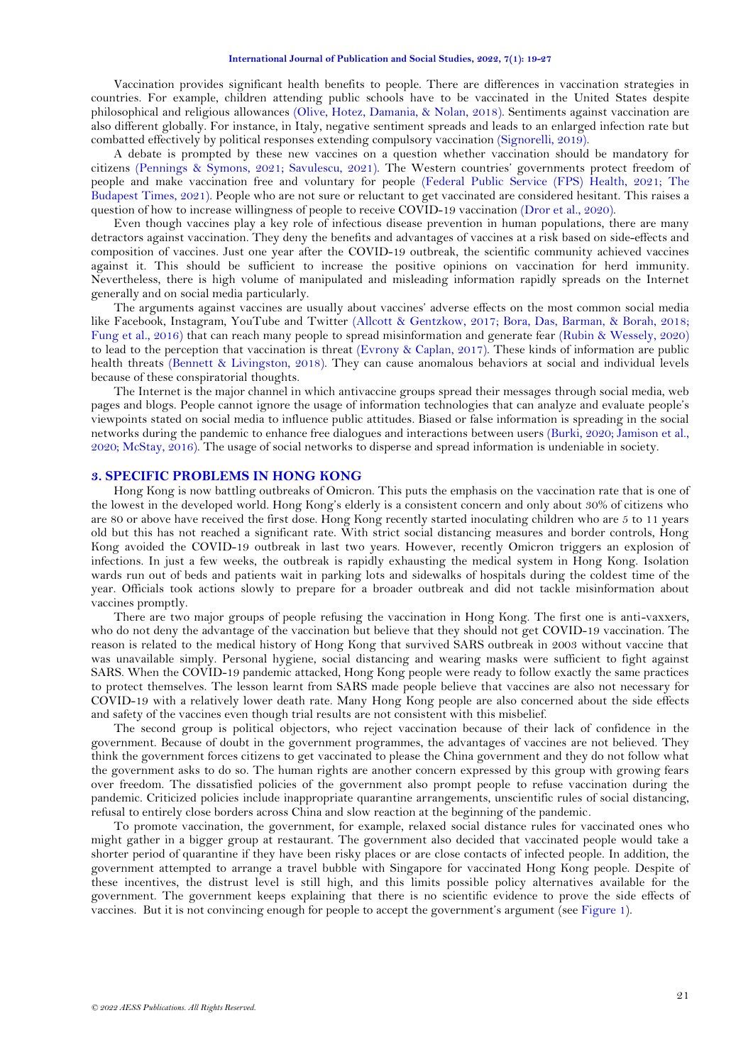Vaccination provides significant health benefits to people. There are differences in vaccination strategies in countries. For example, children attending public schools have to be vaccinated in the United States despite philosophical and religious allowances (Olive, Hotez, Damania, & Nolan, 2018). Sentiments against vaccination are also different globally. For instance, in Italy, negative sentiment spreads and leads to an enlarged infection rate but combatted effectively by political responses extending compulsory vaccination (Signorelli, 2019).

A debate is prompted by these new vaccines on a question whether vaccination should be mandatory for citizens (Pennings & Symons, 2021; Savulescu, 2021). The Western countries' governments protect freedom of people and make vaccination free and voluntary for people (Federal Public Service (FPS) Health, 2021; The Budapest Times, 2021). People who are not sure or reluctant to get vaccinated are considered hesitant. This raises a question of how to increase willingness of people to receive COVID-19 vaccination (Dror et al., 2020).

Even though vaccines play a key role of infectious disease prevention in human populations, there are many detractors against vaccination. They deny the benefits and advantages of vaccines at a risk based on side-effects and composition of vaccines. Just one year after the COVID-19 outbreak, the scientific community achieved vaccines against it. This should be sufficient to increase the positive opinions on vaccination for herd immunity. Nevertheless, there is high volume of manipulated and misleading information rapidly spreads on the Internet generally and on social media particularly.

The arguments against vaccines are usually about vaccines' adverse effects on the most common social media like Facebook, Instagram, YouTube and Twitter (Allcott & Gentzkow, 2017; Bora, Das, Barman, & Borah, 2018; Fung et al., 2016) that can reach many people to spread misinformation and generate fear (Rubin & Wessely, 2020) to lead to the perception that vaccination is threat (Evrony & Caplan, 2017). These kinds of information are public health threats (Bennett & Livingston, 2018). They can cause anomalous behaviors at social and individual levels because of these conspiratorial thoughts.

The Internet is the major channel in which antivaccine groups spread their messages through social media, web pages and blogs. People cannot ignore the usage of information technologies that can analyze and evaluate people's viewpoints stated on social media to influence public attitudes. Biased or false information is spreading in the social networks during the pandemic to enhance free dialogues and interactions between users (Burki, 2020; Jamison et al., 2020; McStay, 2016). The usage of social networks to disperse and spread information is undeniable in society.

## 3. SPECIFIC PROBLEMS IN HONG KONG

Hong Kong is now battling outbreaks of Omicron. This puts the emphasis on the vaccination rate that is one of the lowest in the developed world. Hong Kong's elderly is a consistent concern and only about 30% of citizens who are 80 or above have received the first dose. Hong Kong recently started inoculating children who are 5 to 11 years old but this has not reached a significant rate. With strict social distancing measures and border controls, Hong Kong avoided the COVID-19 outbreak in last two years. However, recently Omicron triggers an explosion of infections. In just a few weeks, the outbreak is rapidly exhausting the medical system in Hong Kong. Isolation wards run out of beds and patients wait in parking lots and sidewalks of hospitals during the coldest time of the year. Officials took actions slowly to prepare for a broader outbreak and did not tackle misinformation about vaccines promptly.

There are two major groups of people refusing the vaccination in Hong Kong. The first one is anti-vaxxers, who do not deny the advantage of the vaccination but believe that they should not get COVID-19 vaccination. The reason is related to the medical history of Hong Kong that survived SARS outbreak in 2003 without vaccine that was unavailable simply. Personal hygiene, social distancing and wearing masks were sufficient to fight against SARS. When the COVID-19 pandemic attacked, Hong Kong people were ready to follow exactly the same practices to protect themselves. The lesson learnt from SARS made people believe that vaccines are also not necessary for COVID-19 with a relatively lower death rate. Many Hong Kong people are also concerned about the side effects and safety of the vaccines even though trial results are not consistent with this misbelief.

The second group is political objectors, who reject vaccination because of their lack of confidence in the government. Because of doubt in the government programmes, the advantages of vaccines are not believed. They think the government forces citizens to get vaccinated to please the China government and they do not follow what the government asks to do so. The human rights are another concern expressed by this group with growing fears over freedom. The dissatisfied policies of the government also prompt people to refuse vaccination during the pandemic. Criticized policies include inappropriate quarantine arrangements, unscientific rules of social distancing, refusal to entirely close borders across China and slow reaction at the beginning of the pandemic.

To promote vaccination, the government, for example, relaxed social distance rules for vaccinated ones who might gather in a bigger group at restaurant. The government also decided that vaccinated people would take a shorter period of quarantine if they have been risky places or are close contacts of infected people. In addition, the government attempted to arrange a travel bubble with Singapore for vaccinated Hong Kong people. Despite of these incentives, the distrust level is still high, and this limits possible policy alternatives available for the government. The government keeps explaining that there is no scientific evidence to prove the side effects of vaccines. But it is not convincing enough for people to accept the government's argument (see Figure 1).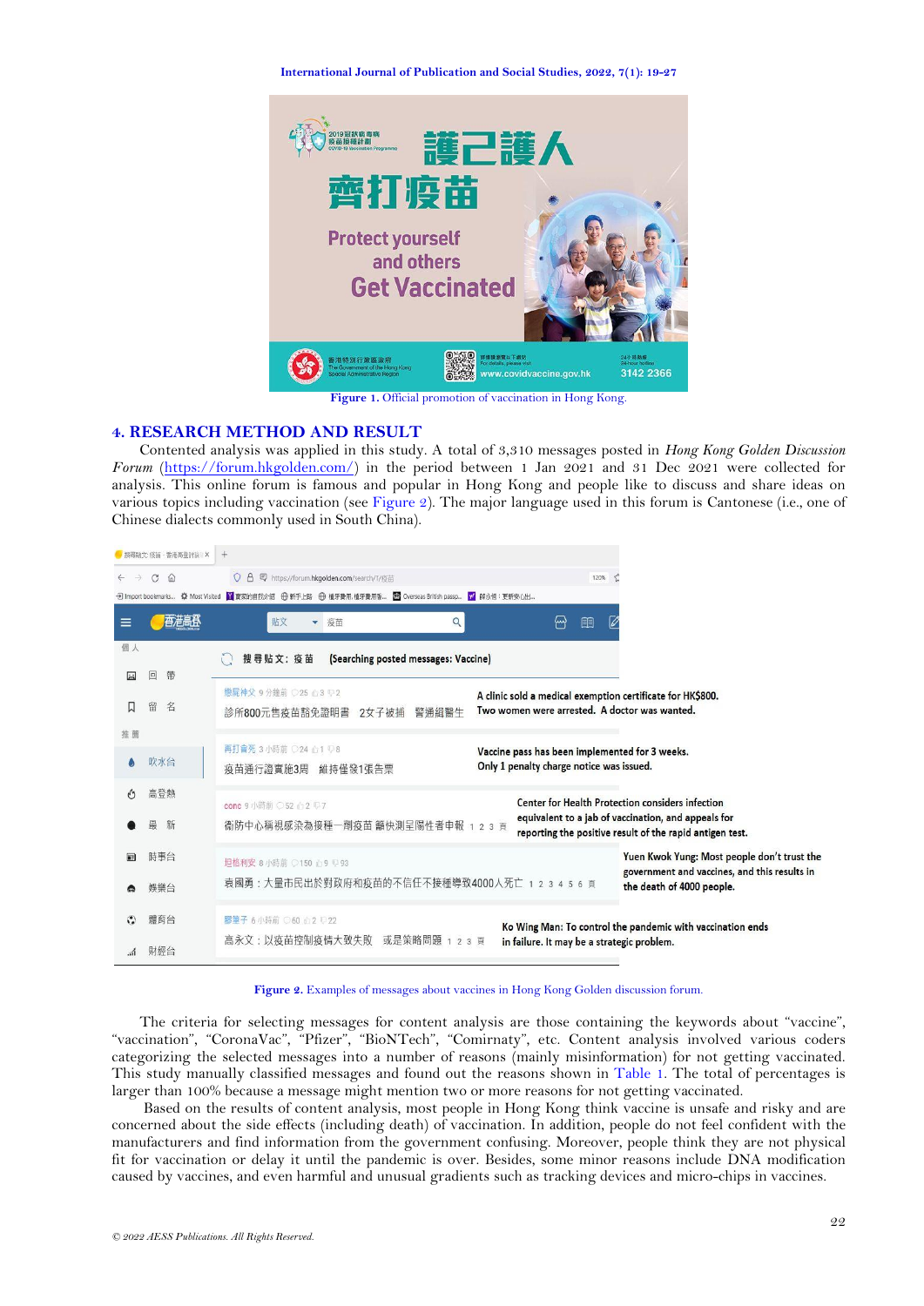Figure 1. Official promotion of vaccination in Hong Kong.

## 4. RESEARCH METHOD AND RESULT

Contented analysis was applied in this study. A total of 3,310 messages posted in *Hong Kong Golden Discussion Forum* (https://forum.hkgolden.com/) in the period between 1 Jan 2021 and 31 Dec 2021 were collected for analysis. This online forum is famous and popular in Hong Kong and people like to discuss and share ideas on various topics including vaccination (see Figure 2). The major language used in this forum is Cantonese (i.e., one of Chinese dialects commonly used in South China).

Figure 2. Examples of messages about vaccines in Hong Kong Golden discussion forum.

The criteria for selecting messages for content analysis are those containing the keywords about "vaccine", "vaccination", "CoronaVac", "Pfizer", "BioNTech", "Comirnaty", etc. Content analysis involved various coders categorizing the selected messages into a number of reasons (mainly misinformation) for not getting vaccinated. This study manually classified messages and found out the reasons shown in Table 1. The total of percentages is larger than 100% because a message might mention two or more reasons for not getting vaccinated.

Based on the results of content analysis, most people in Hong Kong think vaccine is unsafe and risky and are concerned about the side effects (including death) of vaccination. In addition, people do not feel confident with the manufacturers and find information from the government confusing. Moreover, people think they are not physical fit for vaccination or delay it until the pandemic is over. Besides, some minor reasons include DNA modification caused by vaccines, and even harmful and unusual gradients such as tracking devices and micro-chips in vaccines.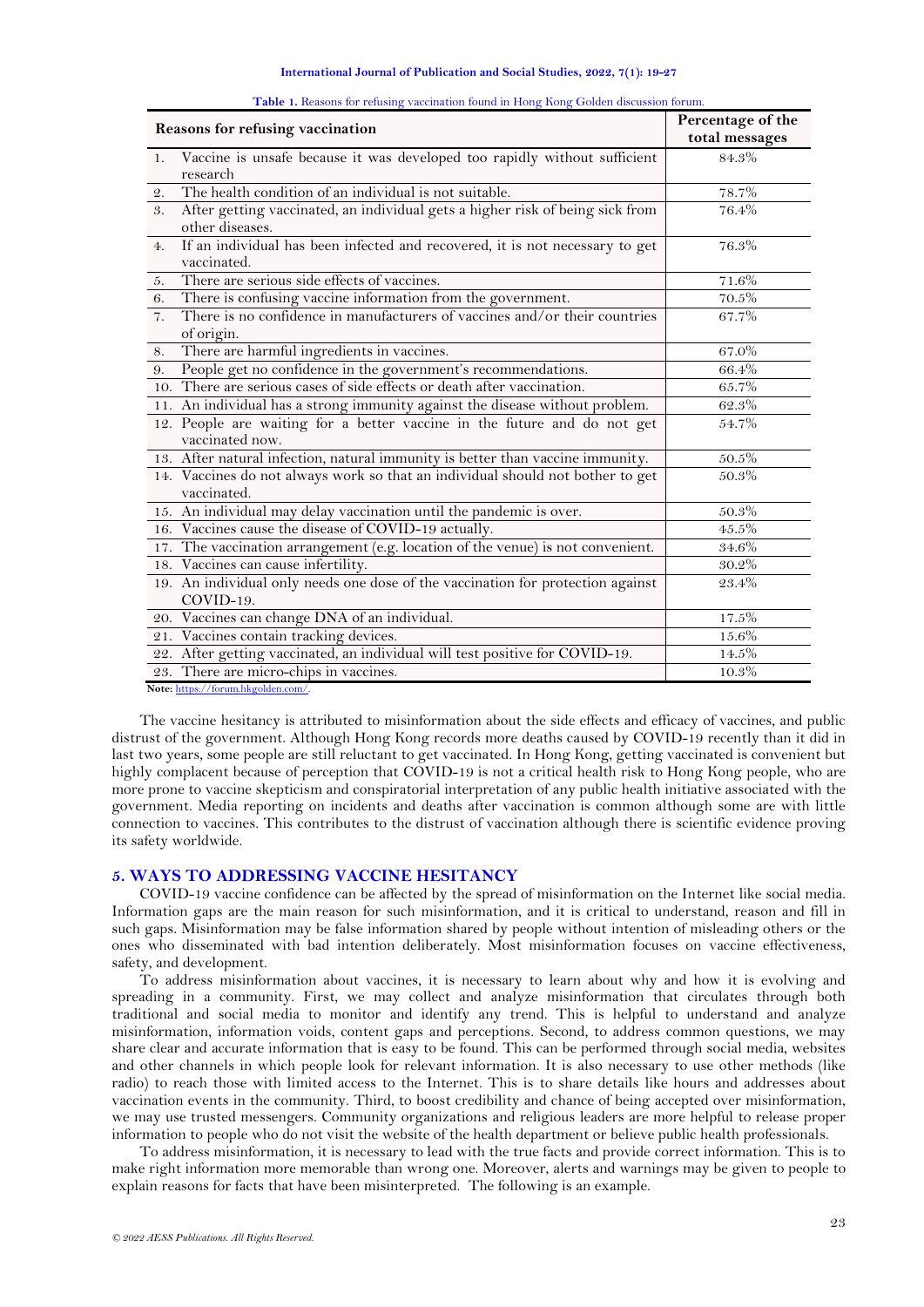**Table 1.** Reasons for refusing vaccination found in Hong Kong Golden discussion forum.

| Reasons for refusing vaccination | Percentage of the total messages |
|---|---|
| 1. Vaccine is unsafe because it was developed too rapidly without sufficient research | 84.3% |
| 2. The health condition of an individual is not suitable. | 78.7% |
| 3. After getting vaccinated, an individual gets a higher risk of being sick from other diseases. | 76.4% |
| 4. If an individual has been infected and recovered, it is not necessary to get vaccinated. | 76.3% |
| 5. There are serious side effects of vaccines. | 71.6% |
| 6. There is confusing vaccine information from the government. | 70.5% |
| 7. There is no confidence in manufacturers of vaccines and/or their countries of origin. | 67.7% |
| 8. There are harmful ingredients in vaccines. | 67.0% |
| 9. People get no confidence in the government's recommendations. | 66.4% |
| 10. There are serious cases of side effects or death after vaccination. | 65.7% |
| 11. An individual has a strong immunity against the disease without problem. | 62.3% |
| 12. People are waiting for a better vaccine in the future and do not get vaccinated now. | 54.7% |
| 13. After natural infection, natural immunity is better than vaccine immunity. | 50.5% |
| 14. Vaccines do not always work so that an individual should not bother to get vaccinated. | 50.3% |
| 15. An individual may delay vaccination until the pandemic is over. | 50.3% |
| 16. Vaccines cause the disease of COVID-19 actually. | 45.5% |
| 17. The vaccination arrangement (e.g. location of the venue) is not convenient. | 34.6% |
| 18. Vaccines can cause infertility. | 30.2% |
| 19. An individual only needs one dose of the vaccination for protection against COVID-19. | 23.4% |
| 20. Vaccines can change DNA of an individual. | 17.5% |
| 21. Vaccines contain tracking devices. | 15.6% |
| 22. After getting vaccinated, an individual will test positive for COVID-19. | 14.5% |
| 23. There are micro-chips in vaccines. | 10.3% |

**Note:** https://forum.hkgolden.com/.

The vaccine hesitancy is attributed to misinformation about the side effects and efficacy of vaccines, and public distrust of the government. Although Hong Kong records more deaths caused by COVID-19 recently than it did in last two years, some people are still reluctant to get vaccinated. In Hong Kong, getting vaccinated is convenient but highly complacent because of perception that COVID-19 is not a critical health risk to Hong Kong people, who are more prone to vaccine skepticism and conspiratorial interpretation of any public health initiative associated with the government. Media reporting on incidents and deaths after vaccination is common although some are with little connection to vaccines. This contributes to the distrust of vaccination although there is scientific evidence proving its safety worldwide.

## 5. WAYS TO ADDRESSING VACCINE HESITANCY

COVID-19 vaccine confidence can be affected by the spread of misinformation on the Internet like social media. Information gaps are the main reason for such misinformation, and it is critical to understand, reason and fill in such gaps. Misinformation may be false information shared by people without intention of misleading others or the ones who disseminated with bad intention deliberately. Most misinformation focuses on vaccine effectiveness, safety, and development.

To address misinformation about vaccines, it is necessary to learn about why and how it is evolving and spreading in a community. First, we may collect and analyze misinformation that circulates through both traditional and social media to monitor and identify any trend. This is helpful to understand and analyze misinformation, information voids, content gaps and perceptions. Second, to address common questions, we may share clear and accurate information that is easy to be found. This can be performed through social media, websites and other channels in which people look for relevant information. It is also necessary to use other methods (like radio) to reach those with limited access to the Internet. This is to share details like hours and addresses about vaccination events in the community. Third, to boost credibility and chance of being accepted over misinformation, we may use trusted messengers. Community organizations and religious leaders are more helpful to release proper information to people who do not visit the website of the health department or believe public health professionals.

To address misinformation, it is necessary to lead with the true facts and provide correct information. This is to make right information more memorable than wrong one. Moreover, alerts and warnings may be given to people to explain reasons for facts that have been misinterpreted. The following is an example.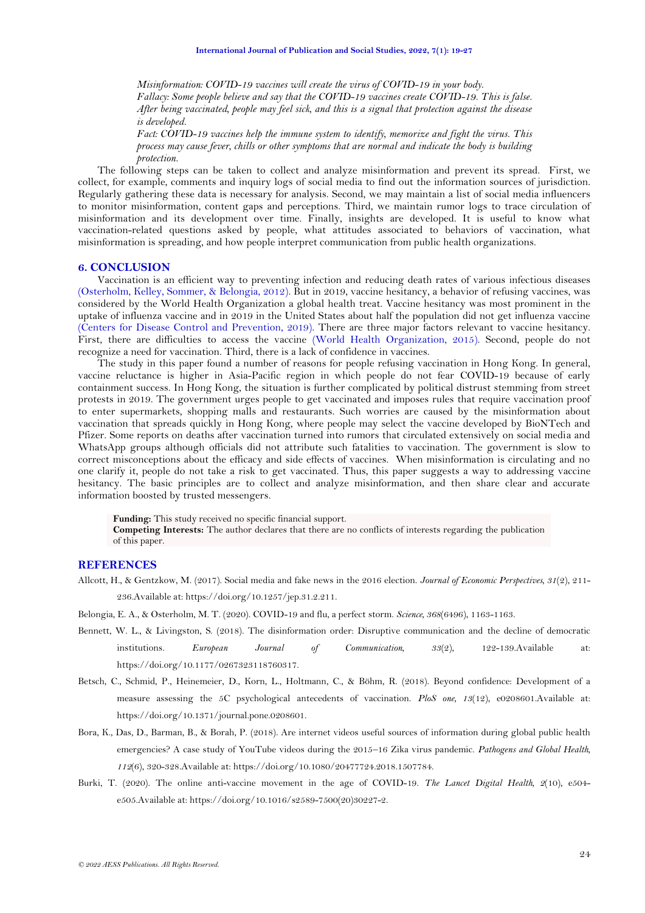*Misinformation: COVID-19 vaccines will create the virus of COVID-19 in your body.*
*Fallacy: Some people believe and say that the COVID-19 vaccines create COVID-19. This is false. After being vaccinated, people may feel sick, and this is a signal that protection against the disease is developed.*
*Fact: COVID-19 vaccines help the immune system to identify, memorize and fight the virus. This process may cause fever, chills or other symptoms that are normal and indicate the body is building protection.*

The following steps can be taken to collect and analyze misinformation and prevent its spread. First, we collect, for example, comments and inquiry logs of social media to find out the information sources of jurisdiction. Regularly gathering these data is necessary for analysis. Second, we may maintain a list of social media influencers to monitor misinformation, content gaps and perceptions. Third, we maintain rumor logs to trace circulation of misinformation and its development over time. Finally, insights are developed. It is useful to know what vaccination-related questions asked by people, what attitudes associated to behaviors of vaccination, what misinformation is spreading, and how people interpret communication from public health organizations.

## 6. CONCLUSION

Vaccination is an efficient way to preventing infection and reducing death rates of various infectious diseases (Osterholm, Kelley, Sommer, & Belongia, 2012). But in 2019, vaccine hesitancy, a behavior of refusing vaccines, was considered by the World Health Organization a global health treat. Vaccine hesitancy was most prominent in the uptake of influenza vaccine and in 2019 in the United States about half the population did not get influenza vaccine (Centers for Disease Control and Prevention, 2019). There are three major factors relevant to vaccine hesitancy. First, there are difficulties to access the vaccine (World Health Organization, 2015). Second, people do not recognize a need for vaccination. Third, there is a lack of confidence in vaccines.

The study in this paper found a number of reasons for people refusing vaccination in Hong Kong. In general, vaccine reluctance is higher in Asia-Pacific region in which people do not fear COVID-19 because of early containment success. In Hong Kong, the situation is further complicated by political distrust stemming from street protests in 2019. The government urges people to get vaccinated and imposes rules that require vaccination proof to enter supermarkets, shopping malls and restaurants. Such worries are caused by the misinformation about vaccination that spreads quickly in Hong Kong, where people may select the vaccine developed by BioNTech and Pfizer. Some reports on deaths after vaccination turned into rumors that circulated extensively on social media and WhatsApp groups although officials did not attribute such fatalities to vaccination. The government is slow to correct misconceptions about the efficacy and side effects of vaccines. When misinformation is circulating and no one clarify it, people do not take a risk to get vaccinated. Thus, this paper suggests a way to addressing vaccine hesitancy. The basic principles are to collect and analyze misinformation, and then share clear and accurate information boosted by trusted messengers.

**Funding:** This study received no specific financial support.
**Competing Interests:** The author declares that there are no conflicts of interests regarding the publication of this paper.

## REFERENCES

Allcott, H., & Gentzkow, M. (2017). Social media and fake news in the 2016 election. *Journal of Economic Perspectives, 31*(2), 211-236.Available at: https://doi.org/10.1257/jep.31.2.211.

Belongia, E. A., & Osterholm, M. T. (2020). COVID-19 and flu, a perfect storm. *Science, 368*(6496), 1163-1163.

Bennett, W. L., & Livingston, S. (2018). The disinformation order: Disruptive communication and the decline of democratic institutions. *European Journal of Communication, 33*(2), 122-139.Available at: https://doi.org/10.1177/0267323118760317.

Betsch, C., Schmid, P., Heinemeier, D., Korn, L., Holtmann, C., & Böhm, R. (2018). Beyond confidence: Development of a measure assessing the 5C psychological antecedents of vaccination. *PloS one, 13*(12), e0208601.Available at: https://doi.org/10.1371/journal.pone.0208601.

Bora, K., Das, D., Barman, B., & Borah, P. (2018). Are internet videos useful sources of information during global public health emergencies? A case study of YouTube videos during the 2015–16 Zika virus pandemic. *Pathogens and Global Health, 112*(6), 320-328.Available at: https://doi.org/10.1080/20477724.2018.1507784.

Burki, T. (2020). The online anti-vaccine movement in the age of COVID-19. *The Lancet Digital Health, 2*(10), e504-e505.Available at: https://doi.org/10.1016/s2589-7500(20)30227-2.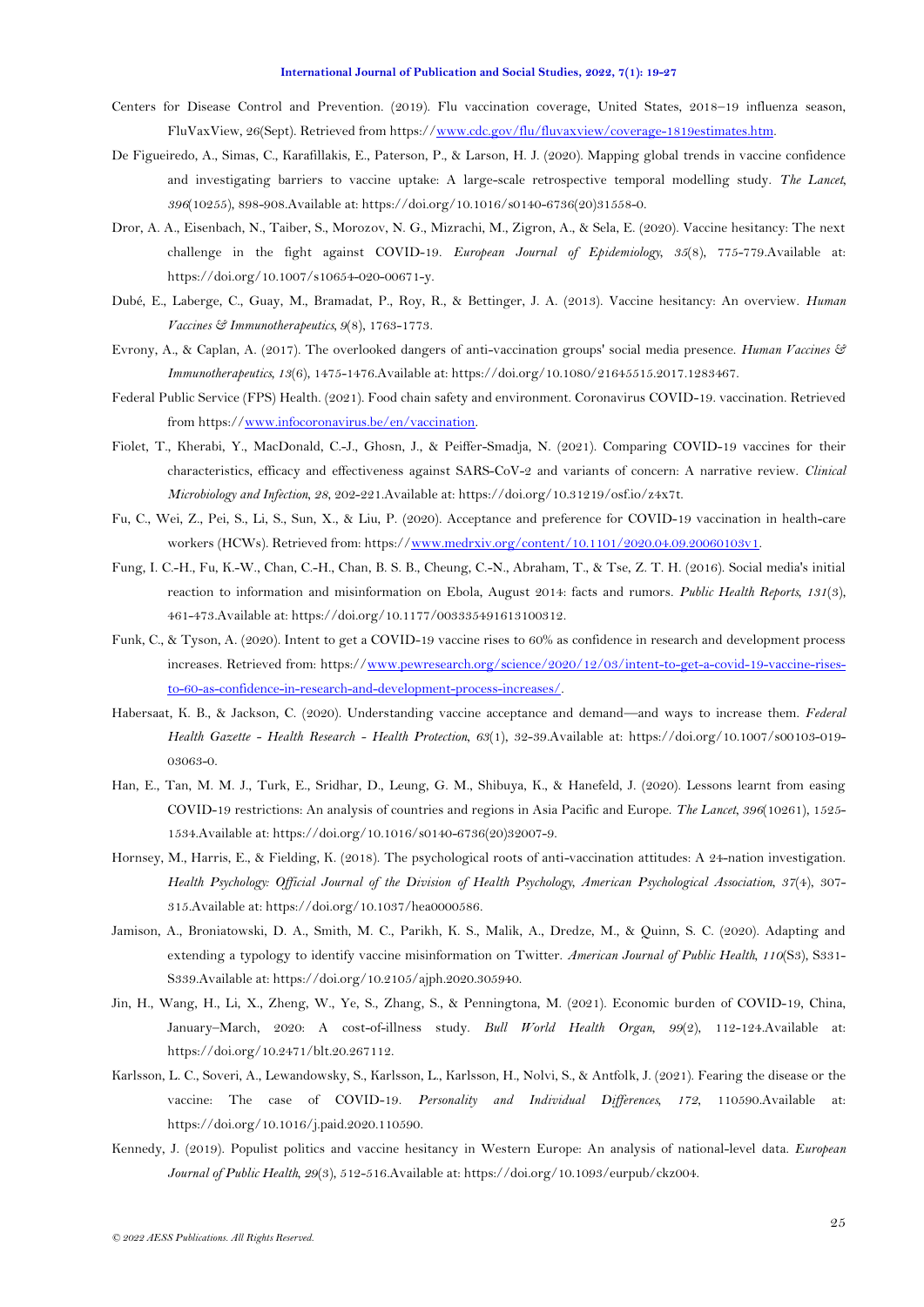Centers for Disease Control and Prevention. (2019). Flu vaccination coverage, United States, 2018–19 influenza season, FluVaxView, 26(Sept). Retrieved from https://www.cdc.gov/flu/fluvaxview/coverage-1819estimates.htm.

De Figueiredo, A., Simas, C., Karafillakis, E., Paterson, P., & Larson, H. J. (2020). Mapping global trends in vaccine confidence and investigating barriers to vaccine uptake: A large-scale retrospective temporal modelling study. *The Lancet*, *396*(10255), 898-908.Available at: https://doi.org/10.1016/s0140-6736(20)31558-0.

Dror, A. A., Eisenbach, N., Taiber, S., Morozov, N. G., Mizrachi, M., Zigron, A., & Sela, E. (2020). Vaccine hesitancy: The next challenge in the fight against COVID-19. *European Journal of Epidemiology*, *35*(8), 775-779.Available at: https://doi.org/10.1007/s10654-020-00671-y.

Dubé, E., Laberge, C., Guay, M., Bramadat, P., Roy, R., & Bettinger, J. A. (2013). Vaccine hesitancy: An overview. *Human Vaccines & Immunotherapeutics*, *9*(8), 1763-1773.

Evrony, A., & Caplan, A. (2017). The overlooked dangers of anti-vaccination groups' social media presence. *Human Vaccines & Immunotherapeutics*, *13*(6), 1475-1476.Available at: https://doi.org/10.1080/21645515.2017.1283467.

Federal Public Service (FPS) Health. (2021). Food chain safety and environment. Coronavirus COVID-19. vaccination. Retrieved from https://www.infocoronavirus.be/en/vaccination.

Fiolet, T., Kherabi, Y., MacDonald, C.-J., Ghosn, J., & Peiffer-Smadja, N. (2021). Comparing COVID-19 vaccines for their characteristics, efficacy and effectiveness against SARS-CoV-2 and variants of concern: A narrative review. *Clinical Microbiology and Infection*, *28*, 202-221.Available at: https://doi.org/10.31219/osf.io/z4x7t.

Fu, C., Wei, Z., Pei, S., Li, S., Sun, X., & Liu, P. (2020). Acceptance and preference for COVID-19 vaccination in health-care workers (HCWs). Retrieved from: https://www.medrxiv.org/content/10.1101/2020.04.09.20060103v1.

Fung, I. C.-H., Fu, K.-W., Chan, C.-H., Chan, B. S. B., Cheung, C.-N., Abraham, T., & Tse, Z. T. H. (2016). Social media's initial reaction to information and misinformation on Ebola, August 2014: facts and rumors. *Public Health Reports*, *131*(3), 461-473.Available at: https://doi.org/10.1177/003335491613100312.

Funk, C., & Tyson, A. (2020). Intent to get a COVID-19 vaccine rises to 60% as confidence in research and development process increases. Retrieved from: https://www.pewresearch.org/science/2020/12/03/intent-to-get-a-covid-19-vaccine-rises-to-60-as-confidence-in-research-and-development-process-increases/.

Habersaat, K. B., & Jackson, C. (2020). Understanding vaccine acceptance and demand—and ways to increase them. *Federal Health Gazette - Health Research - Health Protection*, *63*(1), 32-39.Available at: https://doi.org/10.1007/s00103-019-03063-0.

Han, E., Tan, M. M. J., Turk, E., Sridhar, D., Leung, G. M., Shibuya, K., & Hanefeld, J. (2020). Lessons learnt from easing COVID-19 restrictions: An analysis of countries and regions in Asia Pacific and Europe. *The Lancet*, *396*(10261), 1525-1534.Available at: https://doi.org/10.1016/s0140-6736(20)32007-9.

Hornsey, M., Harris, E., & Fielding, K. (2018). The psychological roots of anti-vaccination attitudes: A 24-nation investigation. *Health Psychology: Official Journal of the Division of Health Psychology, American Psychological Association*, *37*(4), 307-315.Available at: https://doi.org/10.1037/hea0000586.

Jamison, A., Broniatowski, D. A., Smith, M. C., Parikh, K. S., Malik, A., Dredze, M., & Quinn, S. C. (2020). Adapting and extending a typology to identify vaccine misinformation on Twitter. *American Journal of Public Health*, *110*(S3), S331-S339.Available at: https://doi.org/10.2105/ajph.2020.305940.

Jin, H., Wang, H., Li, X., Zheng, W., Ye, S., Zhang, S., & Penningtona, M. (2021). Economic burden of COVID-19, China, January–March, 2020: A cost-of-illness study. *Bull World Health Organ*, *99*(2), 112-124.Available at: https://doi.org/10.2471/blt.20.267112.

Karlsson, L. C., Soveri, A., Lewandowsky, S., Karlsson, L., Karlsson, H., Nolvi, S., & Antfolk, J. (2021). Fearing the disease or the vaccine: The case of COVID-19. *Personality and Individual Differences*, *172*, 110590.Available at: https://doi.org/10.1016/j.paid.2020.110590.

Kennedy, J. (2019). Populist politics and vaccine hesitancy in Western Europe: An analysis of national-level data. *European Journal of Public Health*, *29*(3), 512-516.Available at: https://doi.org/10.1093/eurpub/ckz004.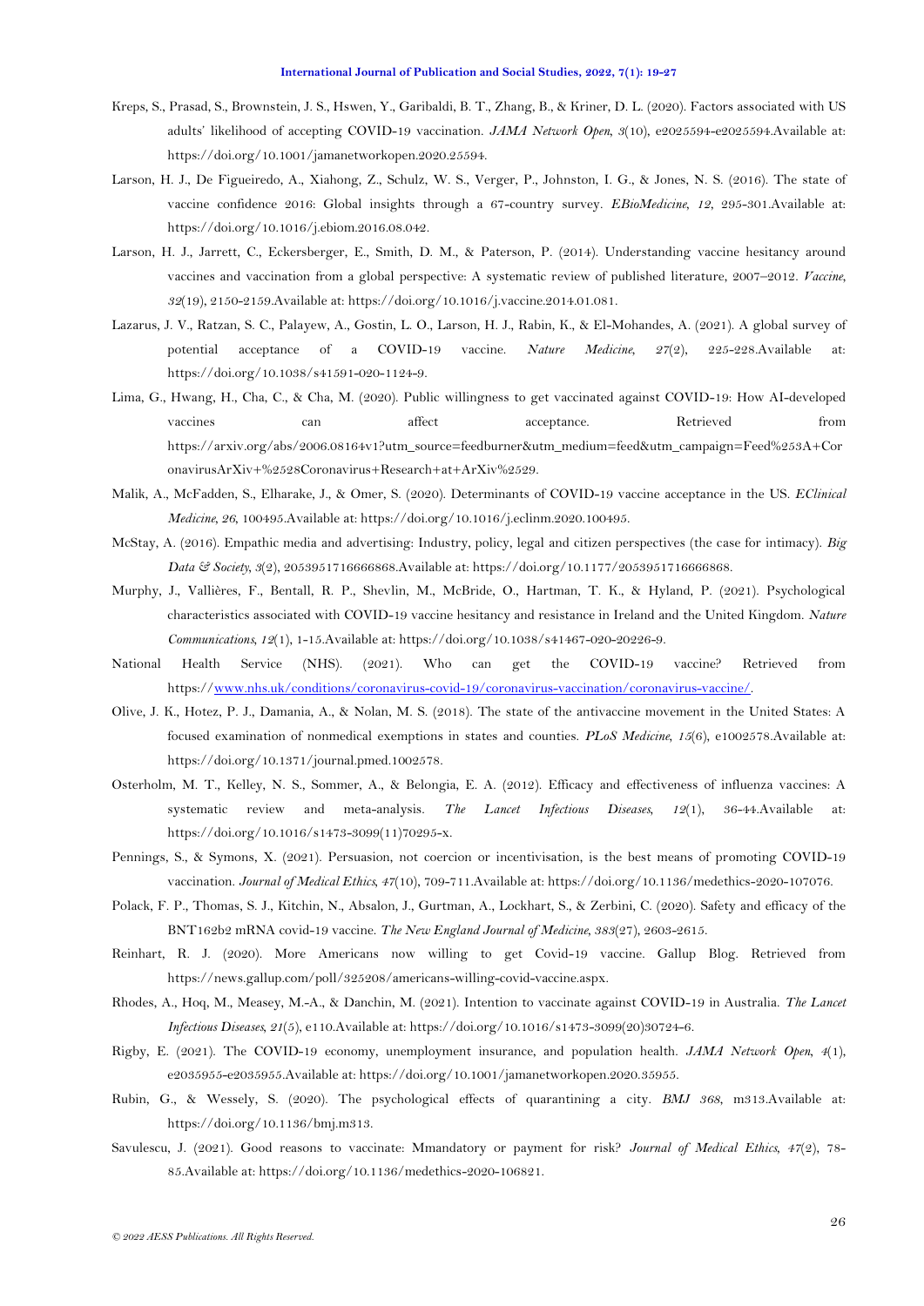Kreps, S., Prasad, S., Brownstein, J. S., Hswen, Y., Garibaldi, B. T., Zhang, B., & Kriner, D. L. (2020). Factors associated with US adults' likelihood of accepting COVID-19 vaccination. *JAMA Network Open, 3*(10), e2025594-e2025594.Available at: https://doi.org/10.1001/jamanetworkopen.2020.25594.

Larson, H. J., De Figueiredo, A., Xiahong, Z., Schulz, W. S., Verger, P., Johnston, I. G., & Jones, N. S. (2016). The state of vaccine confidence 2016: Global insights through a 67-country survey. *EBioMedicine, 12*, 295-301.Available at: https://doi.org/10.1016/j.ebiom.2016.08.042.

Larson, H. J., Jarrett, C., Eckersberger, E., Smith, D. M., & Paterson, P. (2014). Understanding vaccine hesitancy around vaccines and vaccination from a global perspective: A systematic review of published literature, 2007–2012. *Vaccine, 32*(19), 2150-2159.Available at: https://doi.org/10.1016/j.vaccine.2014.01.081.

Lazarus, J. V., Ratzan, S. C., Palayew, A., Gostin, L. O., Larson, H. J., Rabin, K., & El-Mohandes, A. (2021). A global survey of potential acceptance of a COVID-19 vaccine. *Nature Medicine, 27*(2), 225-228.Available at: https://doi.org/10.1038/s41591-020-1124-9.

Lima, G., Hwang, H., Cha, C., & Cha, M. (2020). Public willingness to get vaccinated against COVID-19: How AI-developed vaccines can affect acceptance. Retrieved from https://arxiv.org/abs/2006.08164v1?utm_source=feedburner&utm_medium=feed&utm_campaign=Feed%253A+CoronavirusArXiv+%2528Coronavirus+Research+at+ArXiv%2529.

Malik, A., McFadden, S., Elharake, J., & Omer, S. (2020). Determinants of COVID-19 vaccine acceptance in the US. *EClinical Medicine, 26*, 100495.Available at: https://doi.org/10.1016/j.eclinm.2020.100495.

McStay, A. (2016). Empathic media and advertising: Industry, policy, legal and citizen perspectives (the case for intimacy). *Big Data & Society, 3*(2), 2053951716666868.Available at: https://doi.org/10.1177/2053951716666868.

Murphy, J., Vallières, F., Bentall, R. P., Shevlin, M., McBride, O., Hartman, T. K., & Hyland, P. (2021). Psychological characteristics associated with COVID-19 vaccine hesitancy and resistance in Ireland and the United Kingdom. *Nature Communications, 12*(1), 1-15.Available at: https://doi.org/10.1038/s41467-020-20226-9.

National Health Service (NHS). (2021). Who can get the COVID-19 vaccine? Retrieved from https://www.nhs.uk/conditions/coronavirus-covid-19/coronavirus-vaccination/coronavirus-vaccine/.

Olive, J. K., Hotez, P. J., Damania, A., & Nolan, M. S. (2018). The state of the antivaccine movement in the United States: A focused examination of nonmedical exemptions in states and counties. *PLoS Medicine, 15*(6), e1002578.Available at: https://doi.org/10.1371/journal.pmed.1002578.

Osterholm, M. T., Kelley, N. S., Sommer, A., & Belongia, E. A. (2012). Efficacy and effectiveness of influenza vaccines: A systematic review and meta-analysis. *The Lancet Infectious Diseases, 12*(1), 36-44.Available at: https://doi.org/10.1016/s1473-3099(11)70295-x.

Pennings, S., & Symons, X. (2021). Persuasion, not coercion or incentivisation, is the best means of promoting COVID-19 vaccination. *Journal of Medical Ethics, 47*(10), 709-711.Available at: https://doi.org/10.1136/medethics-2020-107076.

Polack, F. P., Thomas, S. J., Kitchin, N., Absalon, J., Gurtman, A., Lockhart, S., & Zerbini, C. (2020). Safety and efficacy of the BNT162b2 mRNA covid-19 vaccine. *The New England Journal of Medicine, 383*(27), 2603-2615.

Reinhart, R. J. (2020). More Americans now willing to get Covid-19 vaccine. Gallup Blog. Retrieved from https://news.gallup.com/poll/325208/americans-willing-covid-vaccine.aspx.

Rhodes, A., Hoq, M., Measey, M.-A., & Danchin, M. (2021). Intention to vaccinate against COVID-19 in Australia. *The Lancet Infectious Diseases, 21*(5), e110.Available at: https://doi.org/10.1016/s1473-3099(20)30724-6.

Rigby, E. (2021). The COVID-19 economy, unemployment insurance, and population health. *JAMA Network Open, 4*(1), e2035955-e2035955.Available at: https://doi.org/10.1001/jamanetworkopen.2020.35955.

Rubin, G., & Wessely, S. (2020). The psychological effects of quarantining a city. *BMJ 368*, m313.Available at: https://doi.org/10.1136/bmj.m313.

Savulescu, J. (2021). Good reasons to vaccinate: Mmandatory or payment for risk? *Journal of Medical Ethics, 47*(2), 78-85.Available at: https://doi.org/10.1136/medethics-2020-106821.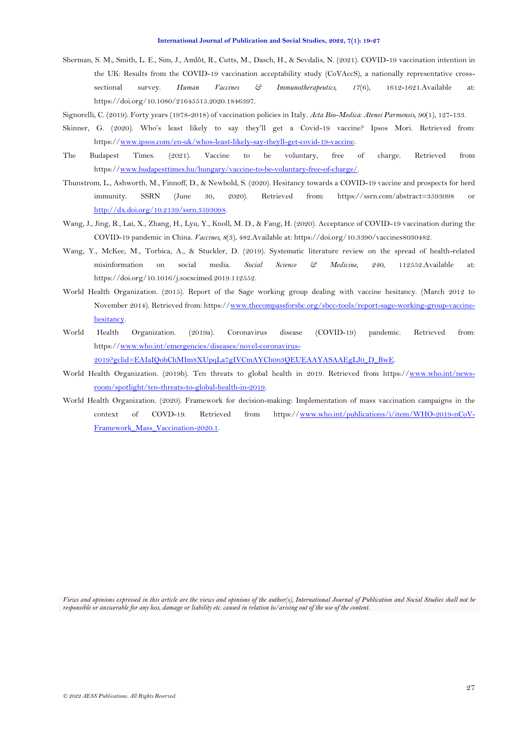Sherman, S. M., Smith, L. E., Sim, J., Amlôt, R., Cutts, M., Dasch, H., & Sevdalis, N. (2021). COVID-19 vaccination intention in the UK: Results from the COVID-19 vaccination acceptability study (CoVAccS), a nationally representative cross-sectional survey. *Human Vaccines & Immunotherapeutics, 17*(6), 1612-1621.Available at: https://doi.org/10.1080/21645515.2020.1846397.

Signorelli, C. (2019). Forty years (1978-2018) of vaccination policies in Italy. *Acta Bio-Medica: Atenei Parmensis, 90*(1), 127-133.

Skinner, G. (2020). Who's least likely to say they'll get a Covid-19 vaccine? Ipsos Mori. Retrieved from: https://www.ipsos.com/en-uk/whos-least-likely-say-theyll-get-covid-19-vaccine.

The Budapest Times. (2021). Vaccine to be voluntary, free of charge. Retrieved from https://www.budapesttimes.hu/hungary/vaccine-to-be-voluntary-free-of-charge/.

Thunstrom, L., Ashworth, M., Finnoff, D., & Newbold, S. (2020). Hesitancy towards a COVID-19 vaccine and prospects for herd immunity. SSRN (June 30, 2020). Retrieved from: https://ssrn.com/abstract=3593098 or http://dx.doi.org/10.2139/ssrn.3593098.

Wang, J., Jing, R., Lai, X., Zhang, H., Lyu, Y., Knoll, M. D., & Fang, H. (2020). Acceptance of COVID-19 vaccination during the COVID-19 pandemic in China. *Vaccines, 8*(3), 482.Available at: https://doi.org/10.3390/vaccines8030482.

Wang, Y., McKee, M., Torbica, A., & Stuckler, D. (2019). Systematic literature review on the spread of health-related misinformation on social media. *Social Science & Medicine, 240*, 112552.Available at: https://doi.org/10.1016/j.socscimed.2019.112552.

World Health Organization. (2015). Report of the Sage working group dealing with vaccine hesitancy. (March 2012 to November 2014). Retrieved from: https://www.thecompassforsbc.org/sbcc-tools/report-sage-working-group-vaccine-hesitancy.

World Health Organization. (2019a). Coronavirus disease (COVID-19) pandemic. Retrieved from: https://www.who.int/emergencies/diseases/novel-coronavirus-2019?gclid=EAIaIQobChMIm8XUpqLa7gIVCmAYCh0n3QEUEAAYASAAEgLJ0_D_BwE.

World Health Organization. (2019b). Ten threats to global health in 2019. Retrieved from https://www.who.int/news-room/spotlight/ten-threats-to-global-health-in-2019.

World Health Organization. (2020). Framework for decision-making: Implementation of mass vaccination campaigns in the context of COVD-19. Retrieved from https://www.who.int/publications/i/item/WHO-2019-nCoV-Framework_Mass_Vaccination-2020.1.

*Views and opinions expressed in this article are the views and opinions of the author(s), International Journal of Publication and Social Studies shall not be responsible or answerable for any loss, damage or liability etc. caused in relation to/arising out of the use of the content.*